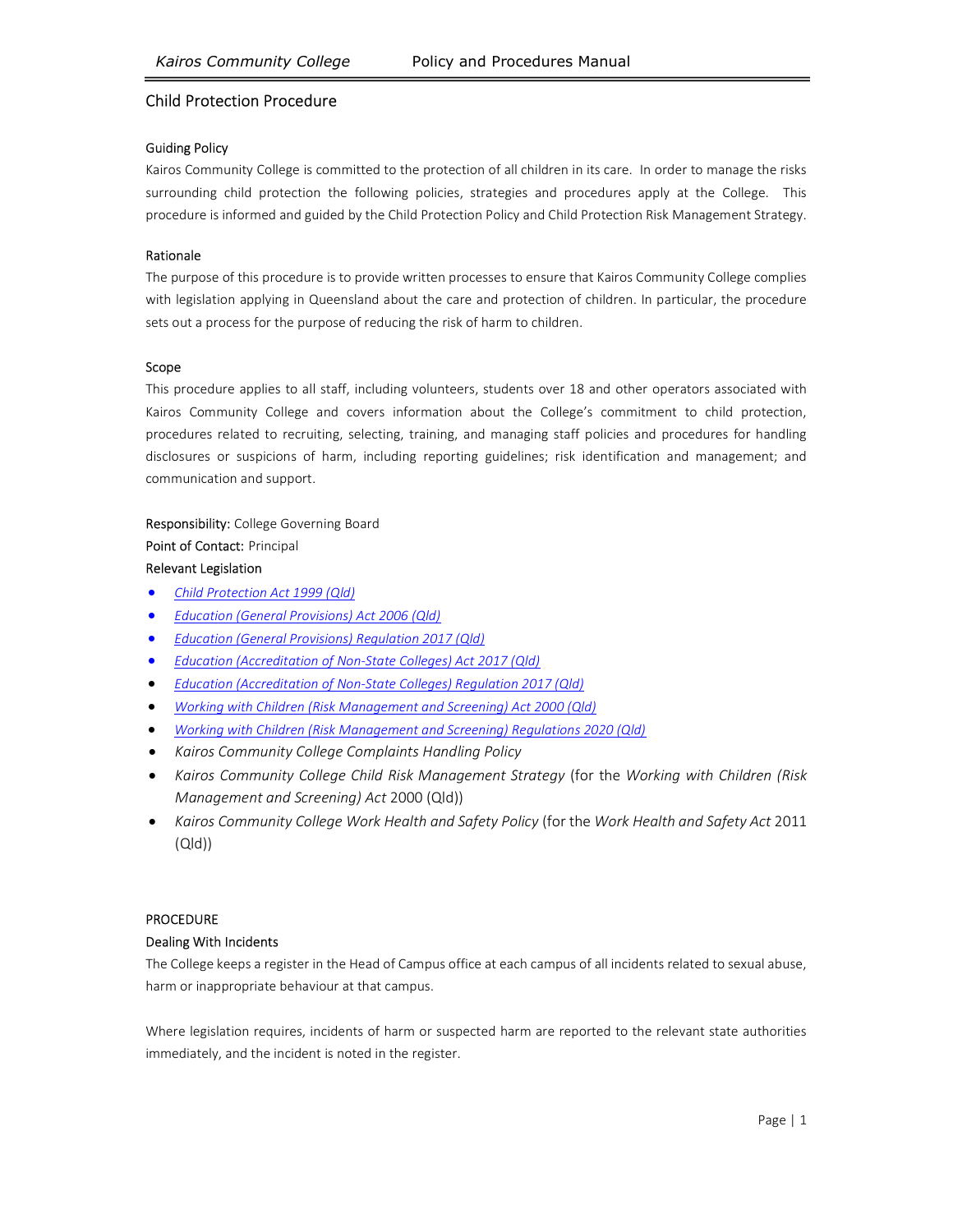## Child Protection Procedure

### Guiding Policy

Kairos Community College is committed to the protection of all children in its care. In order to manage the risks surrounding child protection the following policies, strategies and procedures apply at the College. This procedure is informed and guided by the Child Protection Policy and Child Protection Risk Management Strategy.

### Rationale

The purpose of this procedure is to provide written processes to ensure that Kairos Community College complies with legislation applying in Queensland about the care and protection of children. In particular, the procedure sets out a process for the purpose of reducing the risk of harm to children.

### Scope

This procedure applies to all staff, including volunteers, students over 18 and other operators associated with Kairos Community College and covers information about the College's commitment to child protection, procedures related to recruiting, selecting, training, and managing staff policies and procedures for handling disclosures or suspicions of harm, including reporting guidelines; risk identification and management; and communication and support.

Responsibility: College Governing Board

Point of Contact: Principal

Relevant Legislation

- *Child Protection Act 1999 (Qld)*
- *Education (General Provisions) Act 2006 (Qld)*
- *Education (General Provisions) Regulation 2017 (Qld)*
- *Education (Accreditation of Non-State Colleges) Act 2017 (Qld)*
- *Education (Accreditation of Non-State Colleges) Regulation 2017 (Qld)*
- *Working with Children (Risk Management and Screening) Act 2000 (Qld)*
- *Working with Children (Risk Management and Screening) Regulations 2020 (Qld)*
- *Kairos Community College Complaints Handling Policy*
- *Kairos Community College Child Risk Management Strategy* (for the *Working with Children (Risk Management and Screening) Act* 2000 (Qld))
- *Kairos Community College Work Health and Safety Policy* (for the *Work Health and Safety Act* 2011 (Qld))

## PROCEDURE

### Dealing With Incidents

The College keeps a register in the Head of Campus office at each campus of all incidents related to sexual abuse, harm or inappropriate behaviour at that campus.

Where legislation requires, incidents of harm or suspected harm are reported to the relevant state authorities immediately, and the incident is noted in the register.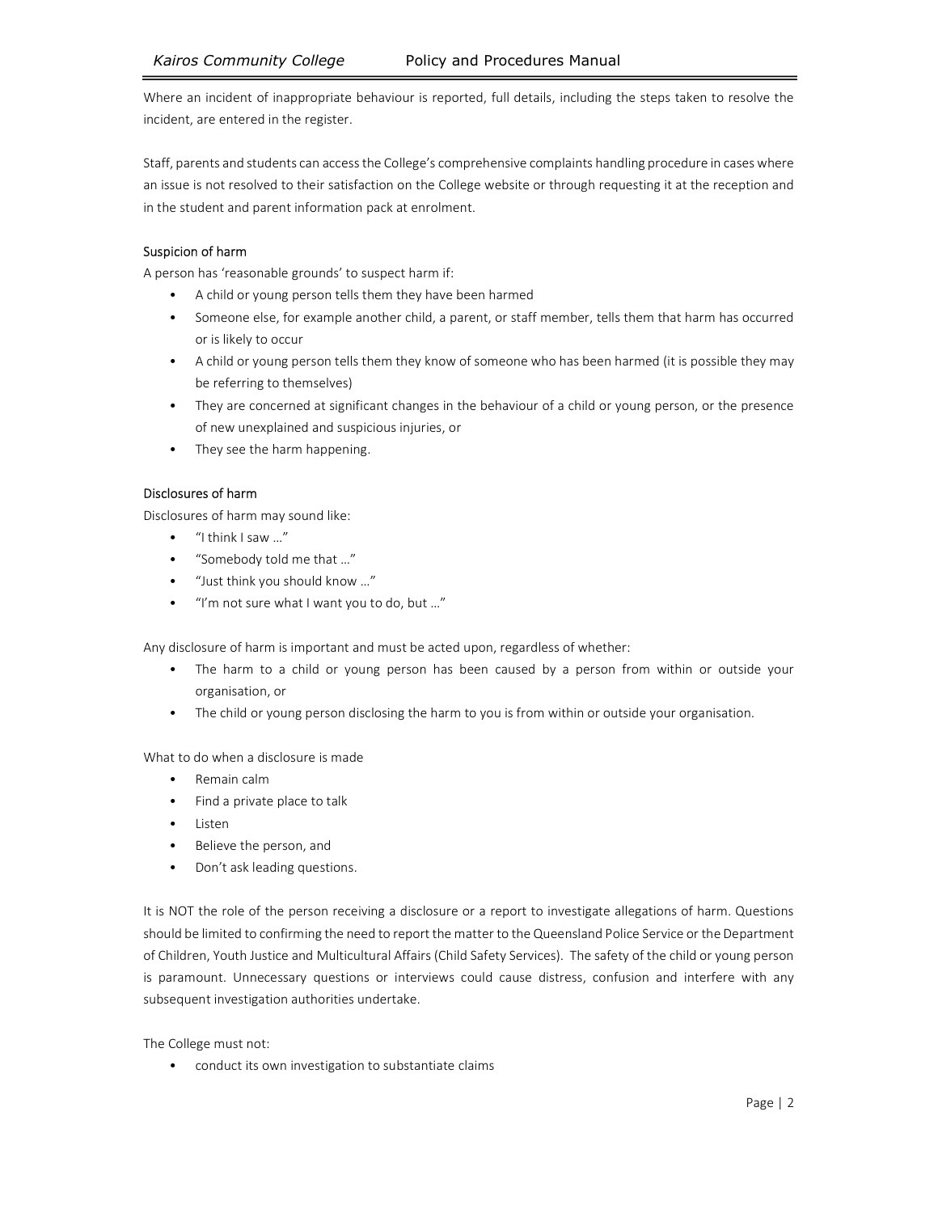Where an incident of inappropriate behaviour is reported, full details, including the steps taken to resolve the incident, are entered in the register.

Staff, parents and students can access the College's comprehensive complaints handling procedure in cases where an issue is not resolved to their satisfaction on the College website or through requesting it at the reception and in the student and parent information pack at enrolment.

### Suspicion of harm

A person has 'reasonable grounds' to suspect harm if:

- A child or young person tells them they have been harmed
- Someone else, for example another child, a parent, or staff member, tells them that harm has occurred or is likely to occur
- A child or young person tells them they know of someone who has been harmed (it is possible they may be referring to themselves)
- They are concerned at significant changes in the behaviour of a child or young person, or the presence of new unexplained and suspicious injuries, or
- They see the harm happening.

### Disclosures of harm

Disclosures of harm may sound like:

- "I think I saw …"
- "Somebody told me that …"
- "Just think you should know …"
- "I'm not sure what I want you to do, but …"

Any disclosure of harm is important and must be acted upon, regardless of whether:

- The harm to a child or young person has been caused by a person from within or outside your organisation, or
- The child or young person disclosing the harm to you is from within or outside your organisation.

What to do when a disclosure is made

- Remain calm
- Find a private place to talk
- Listen
- Believe the person, and
- Don't ask leading questions.

It is NOT the role of the person receiving a disclosure or a report to investigate allegations of harm. Questions should be limited to confirming the need to report the matter to the Queensland Police Service or the Department of Children, Youth Justice and Multicultural Affairs (Child Safety Services). The safety of the child or young person is paramount. Unnecessary questions or interviews could cause distress, confusion and interfere with any subsequent investigation authorities undertake.

The College must not:

- conduct its own investigation to substantiate claims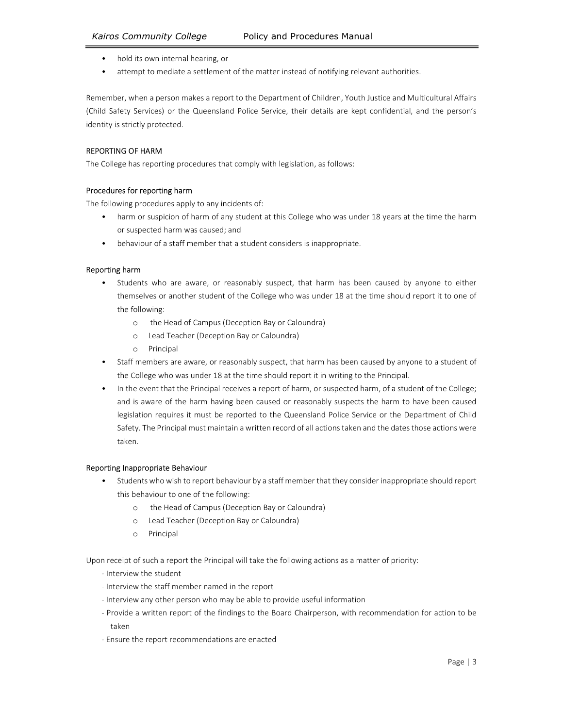- hold its own internal hearing, or
- attempt to mediate a settlement of the matter instead of notifying relevant authorities.

Remember, when a person makes a report to the Department of Children, Youth Justice and Multicultural Affairs (Child Safety Services) or the Queensland Police Service, their details are kept confidential, and the person's identity is strictly protected.

## REPORTING OF HARM

The College has reporting procedures that comply with legislation, as follows:

### Procedures for reporting harm

The following procedures apply to any incidents of:

- harm or suspicion of harm of any student at this College who was under 18 years at the time the harm or suspected harm was caused; and
- behaviour of a staff member that a student considers is inappropriate.

### Reporting harm

- Students who are aware, or reasonably suspect, that harm has been caused by anyone to either themselves or another student of the College who was under 18 at the time should report it to one of the following:
  - the Head of Campus (Deception Bay or Caloundra)
  - Lead Teacher (Deception Bay or Caloundra)
  - Principal
- Staff members are aware, or reasonably suspect, that harm has been caused by anyone to a student of the College who was under 18 at the time should report it in writing to the Principal.
- In the event that the Principal receives a report of harm, or suspected harm, of a student of the College; and is aware of the harm having been caused or reasonably suspects the harm to have been caused legislation requires it must be reported to the Queensland Police Service or the Department of Child Safety. The Principal must maintain a written record of all actions taken and the dates those actions were taken.

### Reporting Inappropriate Behaviour

- Students who wish to report behaviour by a staff member that they consider inappropriate should report this behaviour to one of the following:
  - the Head of Campus (Deception Bay or Caloundra)
  - Lead Teacher (Deception Bay or Caloundra)
  - Principal

Upon receipt of such a report the Principal will take the following actions as a matter of priority:

- Interview the student
- Interview the staff member named in the report
- Interview any other person who may be able to provide useful information
- Provide a written report of the findings to the Board Chairperson, with recommendation for action to be taken
- Ensure the report recommendations are enacted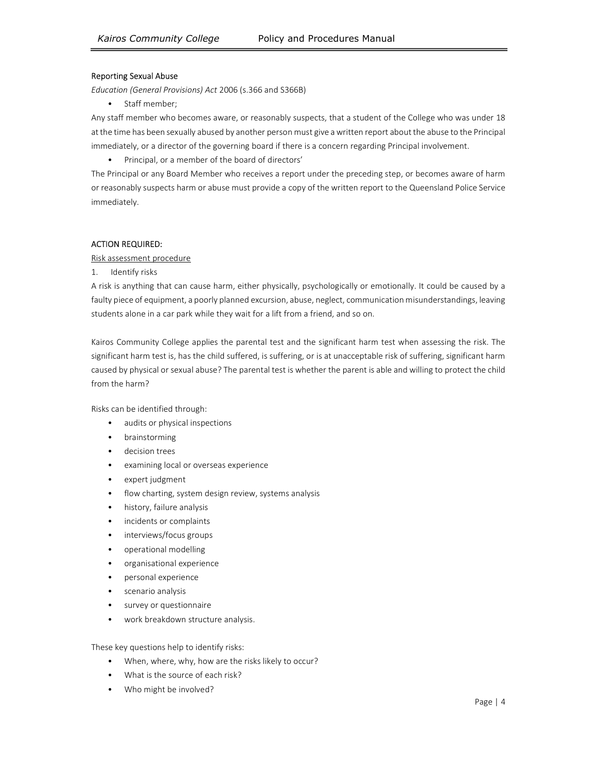#### Reporting Sexual Abuse

*Education (General Provisions) Act* 2006 (s.366 and S366B)

- Staff member;

Any staff member who becomes aware, or reasonably suspects, that a student of the College who was under 18 at the time has been sexually abused by another person must give a written report about the abuse to the Principal immediately, or a director of the governing board if there is a concern regarding Principal involvement.

- Principal, or a member of the board of directors'

The Principal or any Board Member who receives a report under the preceding step, or becomes aware of harm or reasonably suspects harm or abuse must provide a copy of the written report to the Queensland Police Service immediately.

#### ACTION REQUIRED:

Risk assessment procedure

1. Identify risks

A risk is anything that can cause harm, either physically, psychologically or emotionally. It could be caused by a faulty piece of equipment, a poorly planned excursion, abuse, neglect, communication misunderstandings, leaving students alone in a car park while they wait for a lift from a friend, and so on.

Kairos Community College applies the parental test and the significant harm test when assessing the risk. The significant harm test is, has the child suffered, is suffering, or is at unacceptable risk of suffering, significant harm caused by physical or sexual abuse? The parental test is whether the parent is able and willing to protect the child from the harm?

Risks can be identified through:

- audits or physical inspections
- brainstorming
- decision trees
- examining local or overseas experience
- expert judgment
- flow charting, system design review, systems analysis
- history, failure analysis
- incidents or complaints
- interviews/focus groups
- operational modelling
- organisational experience
- personal experience
- scenario analysis
- survey or questionnaire
- work breakdown structure analysis.

These key questions help to identify risks:

- When, where, why, how are the risks likely to occur?
- What is the source of each risk?
- Who might be involved?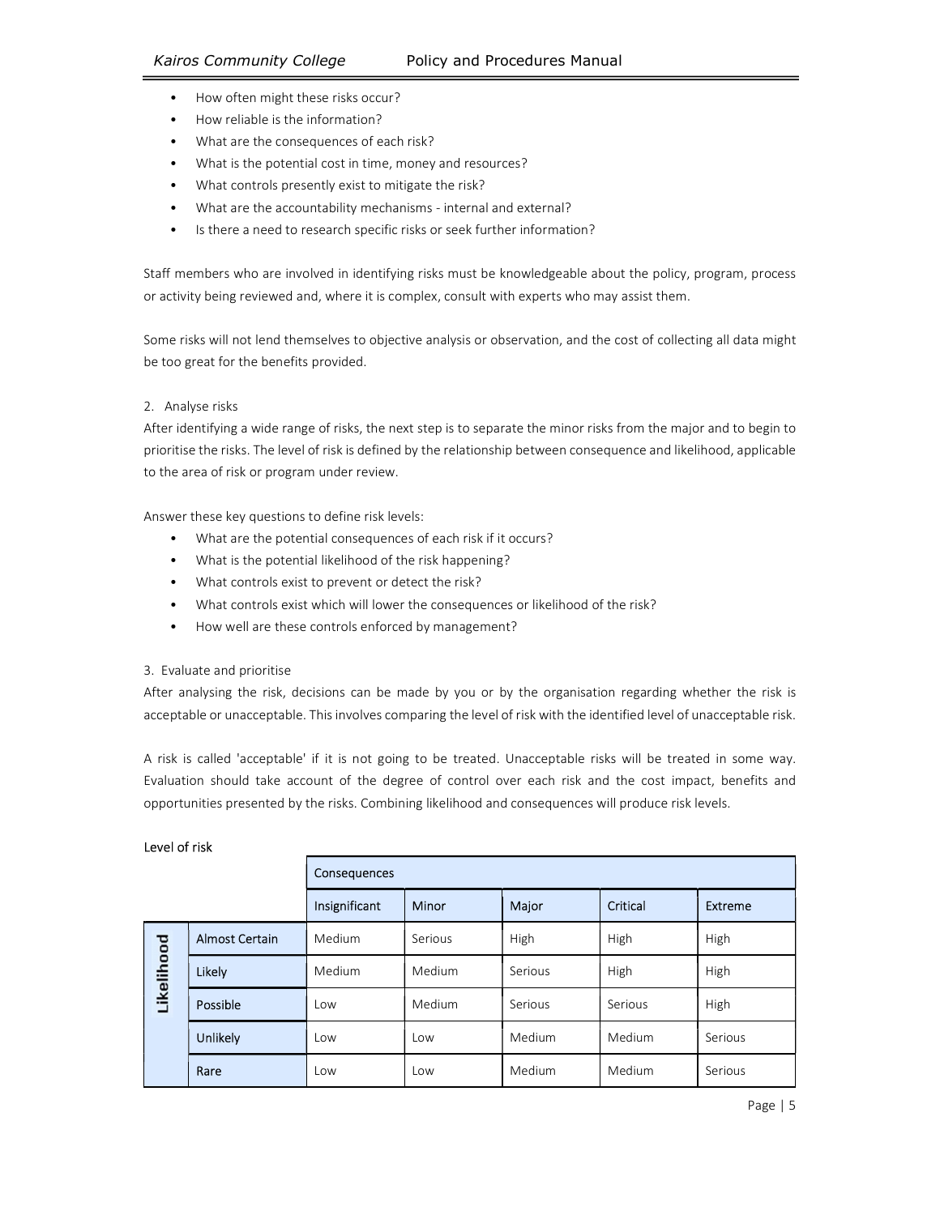- How often might these risks occur?
- How reliable is the information?
- What are the consequences of each risk?
- What is the potential cost in time, money and resources?
- What controls presently exist to mitigate the risk?
- What are the accountability mechanisms - internal and external?
- Is there a need to research specific risks or seek further information?

Staff members who are involved in identifying risks must be knowledgeable about the policy, program, process or activity being reviewed and, where it is complex, consult with experts who may assist them.

Some risks will not lend themselves to objective analysis or observation, and the cost of collecting all data might be too great for the benefits provided.

2. Analyse risks

After identifying a wide range of risks, the next step is to separate the minor risks from the major and to begin to prioritise the risks. The level of risk is defined by the relationship between consequence and likelihood, applicable to the area of risk or program under review.

Answer these key questions to define risk levels:

- What are the potential consequences of each risk if it occurs?
- What is the potential likelihood of the risk happening?
- What controls exist to prevent or detect the risk?
- What controls exist which will lower the consequences or likelihood of the risk?
- How well are these controls enforced by management?

3. Evaluate and prioritise

After analysing the risk, decisions can be made by you or by the organisation regarding whether the risk is acceptable or unacceptable. This involves comparing the level of risk with the identified level of unacceptable risk.

A risk is called 'acceptable' if it is not going to be treated. Unacceptable risks will be treated in some way. Evaluation should take account of the degree of control over each risk and the cost impact, benefits and opportunities presented by the risks. Combining likelihood and consequences will produce risk levels.

Level of risk

| | | Consequences | | | | |
|---|---|---|---|---|---|---|
| | | Insignificant | Minor | Major | Critical | Extreme |
| Likelihood | Almost Certain | Medium | Serious | High | High | High |
| | Likely | Medium | Medium | Serious | High | High |
| | Possible | Low | Medium | Serious | Serious | High |
| | Unlikely | Low | Low | Medium | Medium | Serious |
| | Rare | Low | Low | Medium | Medium | Serious |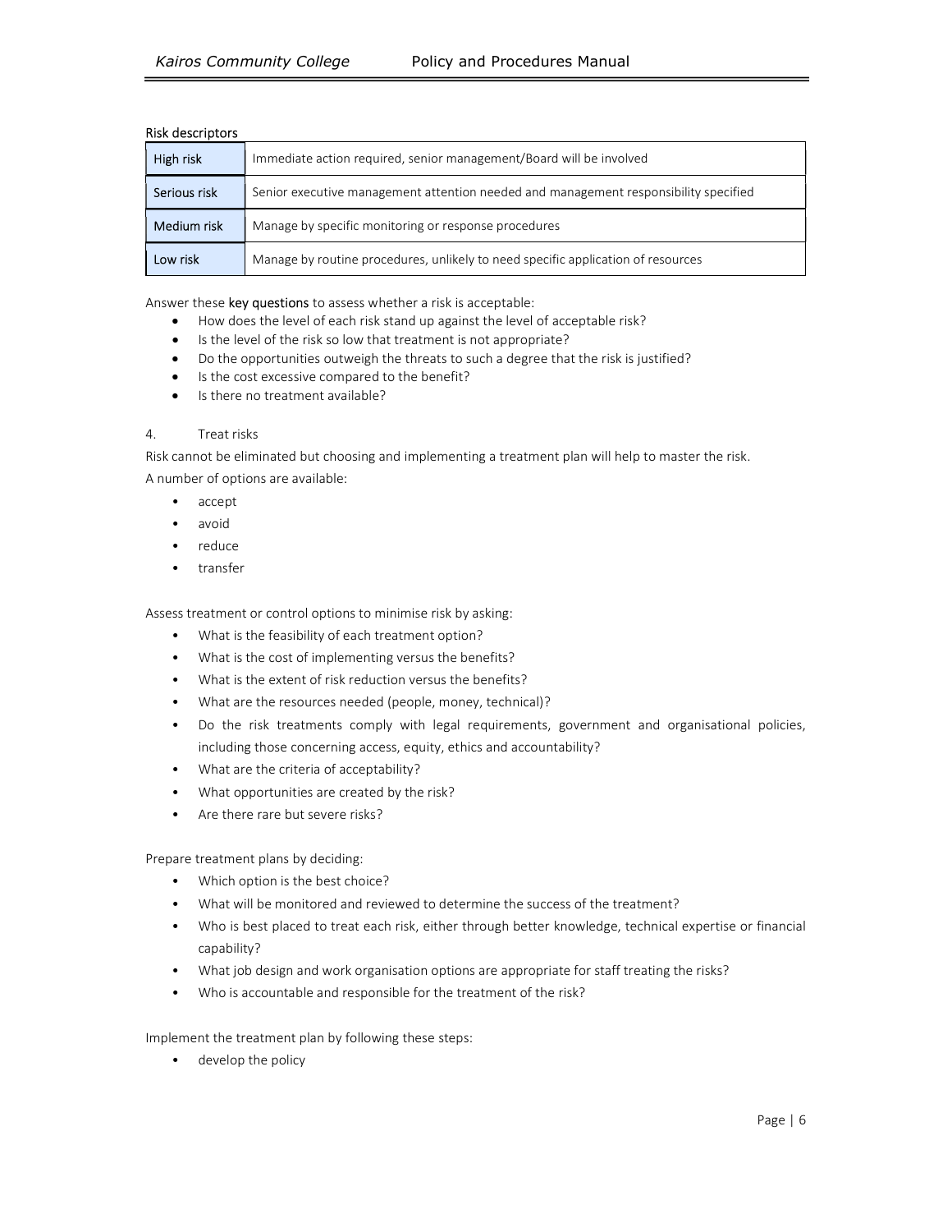Risk descriptors

| | |
|---|---|
| High risk | Immediate action required, senior management/Board will be involved |
| Serious risk | Senior executive management attention needed and management responsibility specified |
| Medium risk | Manage by specific monitoring or response procedures |
| Low risk | Manage by routine procedures, unlikely to need specific application of resources |

Answer these key questions to assess whether a risk is acceptable:

- How does the level of each risk stand up against the level of acceptable risk?
- Is the level of the risk so low that treatment is not appropriate?
- Do the opportunities outweigh the threats to such a degree that the risk is justified?
- Is the cost excessive compared to the benefit?
- Is there no treatment available?

4. Treat risks

Risk cannot be eliminated but choosing and implementing a treatment plan will help to master the risk.

A number of options are available:

- accept
- avoid
- reduce
- transfer

Assess treatment or control options to minimise risk by asking:

- What is the feasibility of each treatment option?
- What is the cost of implementing versus the benefits?
- What is the extent of risk reduction versus the benefits?
- What are the resources needed (people, money, technical)?
- Do the risk treatments comply with legal requirements, government and organisational policies, including those concerning access, equity, ethics and accountability?
- What are the criteria of acceptability?
- What opportunities are created by the risk?
- Are there rare but severe risks?

Prepare treatment plans by deciding:

- Which option is the best choice?
- What will be monitored and reviewed to determine the success of the treatment?
- Who is best placed to treat each risk, either through better knowledge, technical expertise or financial capability?
- What job design and work organisation options are appropriate for staff treating the risks?
- Who is accountable and responsible for the treatment of the risk?

Implement the treatment plan by following these steps:

- develop the policy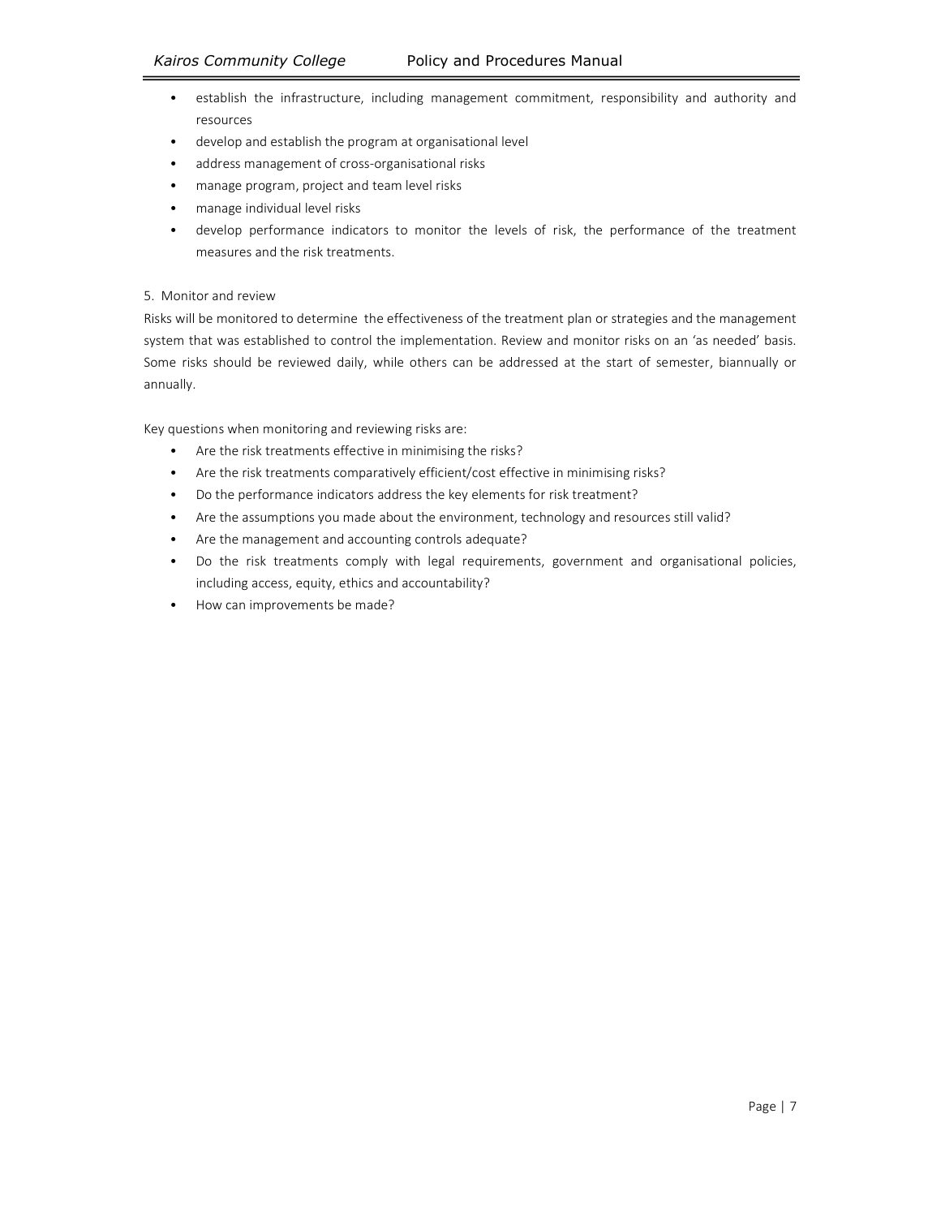- establish the infrastructure, including management commitment, responsibility and authority and resources
- develop and establish the program at organisational level
- address management of cross-organisational risks
- manage program, project and team level risks
- manage individual level risks
- develop performance indicators to monitor the levels of risk, the performance of the treatment measures and the risk treatments.

5. Monitor and review

Risks will be monitored to determine the effectiveness of the treatment plan or strategies and the management system that was established to control the implementation. Review and monitor risks on an 'as needed' basis. Some risks should be reviewed daily, while others can be addressed at the start of semester, biannually or annually.

Key questions when monitoring and reviewing risks are:

- Are the risk treatments effective in minimising the risks?
- Are the risk treatments comparatively efficient/cost effective in minimising risks?
- Do the performance indicators address the key elements for risk treatment?
- Are the assumptions you made about the environment, technology and resources still valid?
- Are the management and accounting controls adequate?
- Do the risk treatments comply with legal requirements, government and organisational policies, including access, equity, ethics and accountability?
- How can improvements be made?